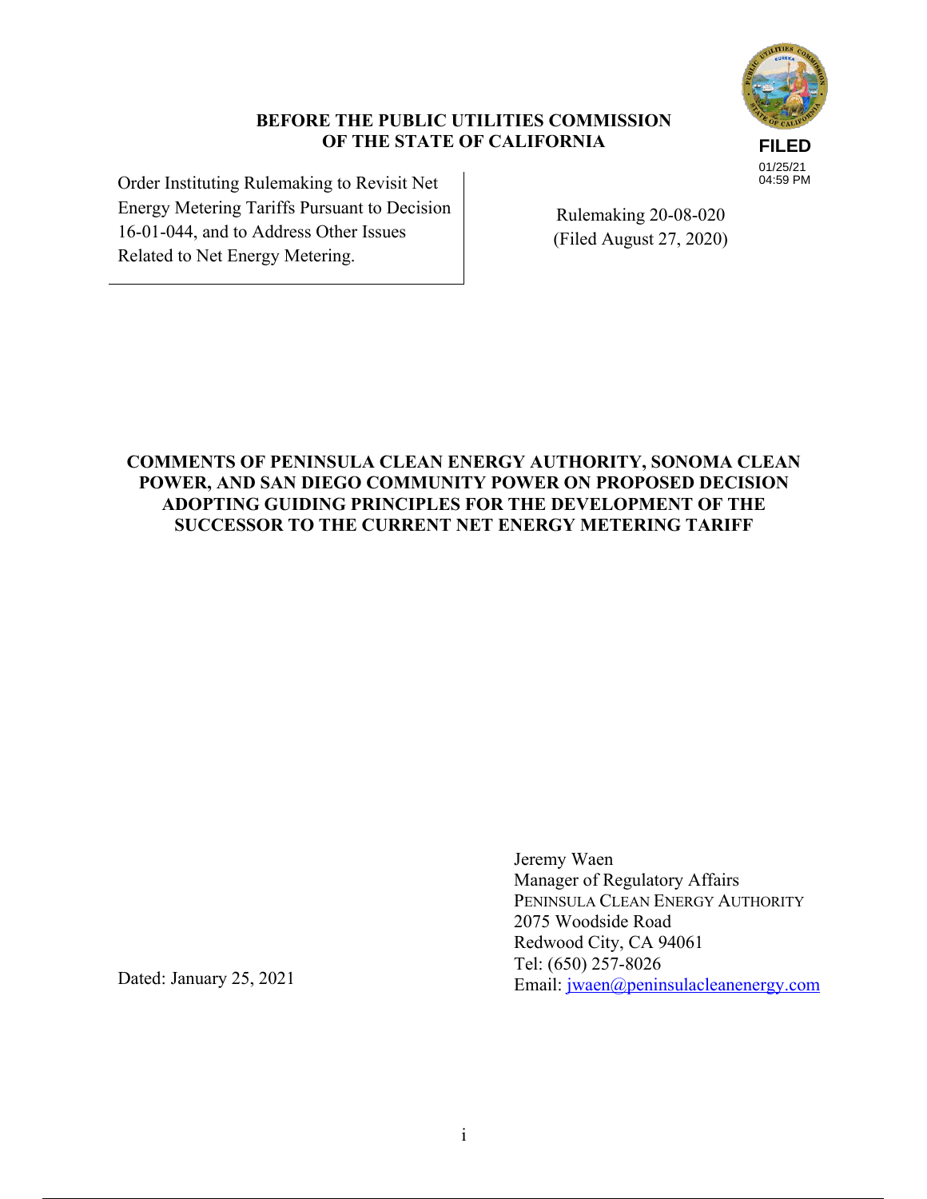**BEFORE THE PUBLIC UTILITIES COMMISSION OF THE STATE OF CALIFORNIA**

FILED
01/25/21
04:59 PM

Order Instituting Rulemaking to Revisit Net Energy Metering Tariffs Pursuant to Decision 16-01-044, and to Address Other Issues Related to Net Energy Metering.

Rulemaking 20-08-020
(Filed August 27, 2020)

**COMMENTS OF PENINSULA CLEAN ENERGY AUTHORITY, SONOMA CLEAN POWER, AND SAN DIEGO COMMUNITY POWER ON PROPOSED DECISION ADOPTING GUIDING PRINCIPLES FOR THE DEVELOPMENT OF THE SUCCESSOR TO THE CURRENT NET ENERGY METERING TARIFF**

Jeremy Waen
Manager of Regulatory Affairs
PENINSULA CLEAN ENERGY AUTHORITY
2075 Woodside Road
Redwood City, CA 94061
Tel: (650) 257-8026
Email: jwaen@peninsulacleanenergy.com

Dated: January 25, 2021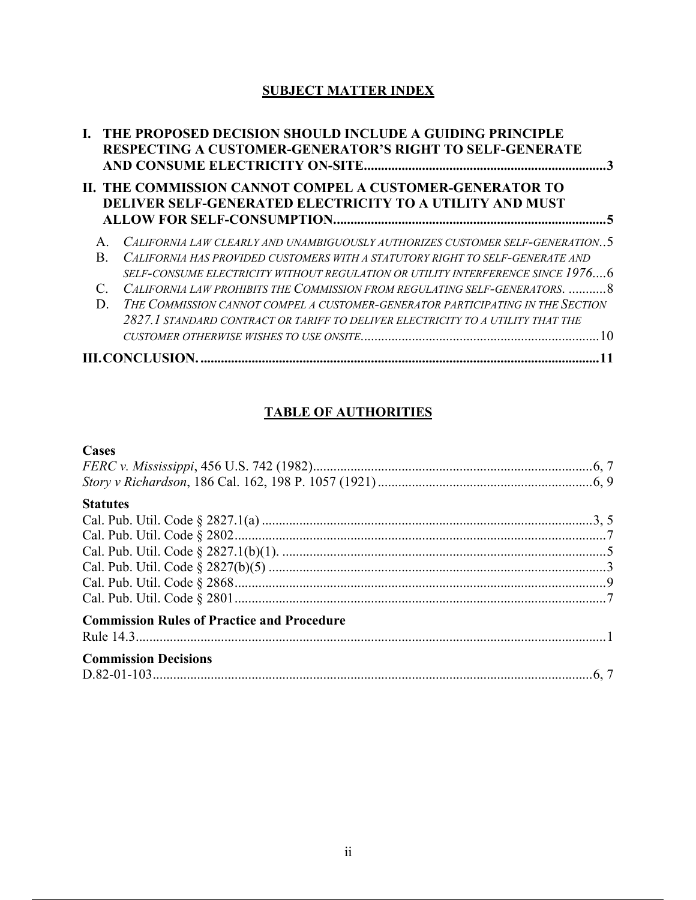## SUBJECT MATTER INDEX

**I. THE PROPOSED DECISION SHOULD INCLUDE A GUIDING PRINCIPLE RESPECTING A CUSTOMER-GENERATOR'S RIGHT TO SELF-GENERATE AND CONSUME ELECTRICITY ON-SITE......................................................................3**

**II. THE COMMISSION CANNOT COMPEL A CUSTOMER-GENERATOR TO DELIVER SELF-GENERATED ELECTRICITY TO A UTILITY AND MUST ALLOW FOR SELF-CONSUMPTION...............................................................................5**

A. *CALIFORNIA LAW CLEARLY AND UNAMBIGUOUSLY AUTHORIZES CUSTOMER SELF-GENERATION*..5

B. *CALIFORNIA HAS PROVIDED CUSTOMERS WITH A STATUTORY RIGHT TO SELF-GENERATE AND SELF-CONSUME ELECTRICITY WITHOUT REGULATION OR UTILITY INTERFERENCE SINCE 1976*....6

C. *CALIFORNIA LAW PROHIBITS THE COMMISSION FROM REGULATING SELF-GENERATORS.* ...........8

D. *THE COMMISSION CANNOT COMPEL A CUSTOMER-GENERATOR PARTICIPATING IN THE SECTION 2827.1 STANDARD CONTRACT OR TARIFF TO DELIVER ELECTRICITY TO A UTILITY THAT THE CUSTOMER OTHERWISE WISHES TO USE ONSITE*......................................................................10

**III. CONCLUSION. ...................................................................................................................11**

## TABLE OF AUTHORITIES

**Cases**

*FERC v. Mississippi*, 456 U.S. 742 (1982)..................................................................................6, 7

*Story v Richardson*, 186 Cal. 162, 198 P. 1057 (1921) ...............................................................6, 9

**Statutes**

Cal. Pub. Util. Code § 2827.1(a) .................................................................................................3, 5

Cal. Pub. Util. Code § 2802.............................................................................................................7

Cal. Pub. Util. Code § 2827.1(b)(1). ...............................................................................................5

Cal. Pub. Util. Code § 2827(b)(5) ...................................................................................................3

Cal. Pub. Util. Code § 2868.............................................................................................................9

Cal. Pub. Util. Code § 2801.............................................................................................................7

**Commission Rules of Practice and Procedure**

Rule 14.3.........................................................................................................................................1

**Commission Decisions**

D.82-01-103.................................................................................................................................6, 7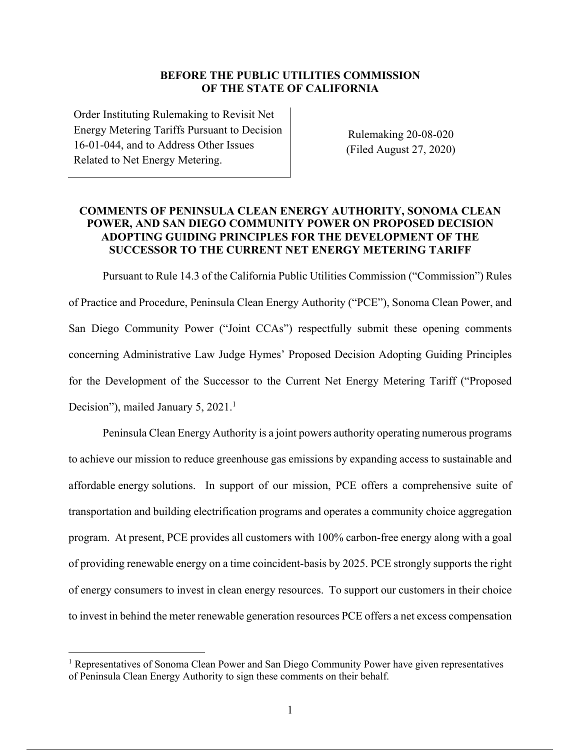**BEFORE THE PUBLIC UTILITIES COMMISSION OF THE STATE OF CALIFORNIA**

| | |
|---|---|
| Order Instituting Rulemaking to Revisit Net Energy Metering Tariffs Pursuant to Decision 16-01-044, and to Address Other Issues Related to Net Energy Metering. | Rulemaking 20-08-020 (Filed August 27, 2020) |

**COMMENTS OF PENINSULA CLEAN ENERGY AUTHORITY, SONOMA CLEAN POWER, AND SAN DIEGO COMMUNITY POWER ON PROPOSED DECISION ADOPTING GUIDING PRINCIPLES FOR THE DEVELOPMENT OF THE SUCCESSOR TO THE CURRENT NET ENERGY METERING TARIFF**

Pursuant to Rule 14.3 of the California Public Utilities Commission ("Commission") Rules of Practice and Procedure, Peninsula Clean Energy Authority ("PCE"), Sonoma Clean Power, and San Diego Community Power ("Joint CCAs") respectfully submit these opening comments concerning Administrative Law Judge Hymes' Proposed Decision Adopting Guiding Principles for the Development of the Successor to the Current Net Energy Metering Tariff ("Proposed Decision"), mailed January 5, 2021.[1]

Peninsula Clean Energy Authority is a joint powers authority operating numerous programs to achieve our mission to reduce greenhouse gas emissions by expanding access to sustainable and affordable energy solutions. In support of our mission, PCE offers a comprehensive suite of transportation and building electrification programs and operates a community choice aggregation program. At present, PCE provides all customers with 100% carbon-free energy along with a goal of providing renewable energy on a time coincident-basis by 2025. PCE strongly supports the right of energy consumers to invest in clean energy resources. To support our customers in their choice to invest in behind the meter renewable generation resources PCE offers a net excess compensation

---

[1] Representatives of Sonoma Clean Power and San Diego Community Power have given representatives of Peninsula Clean Energy Authority to sign these comments on their behalf.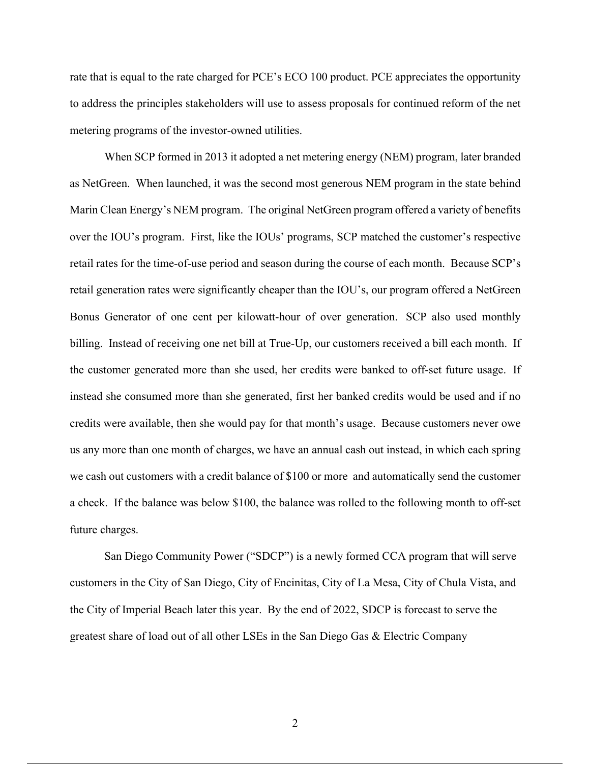rate that is equal to the rate charged for PCE's ECO 100 product. PCE appreciates the opportunity to address the principles stakeholders will use to assess proposals for continued reform of the net metering programs of the investor-owned utilities.

When SCP formed in 2013 it adopted a net metering energy (NEM) program, later branded as NetGreen. When launched, it was the second most generous NEM program in the state behind Marin Clean Energy's NEM program. The original NetGreen program offered a variety of benefits over the IOU's program. First, like the IOUs' programs, SCP matched the customer's respective retail rates for the time-of-use period and season during the course of each month. Because SCP's retail generation rates were significantly cheaper than the IOU's, our program offered a NetGreen Bonus Generator of one cent per kilowatt-hour of over generation. SCP also used monthly billing. Instead of receiving one net bill at True-Up, our customers received a bill each month. If the customer generated more than she used, her credits were banked to off-set future usage. If instead she consumed more than she generated, first her banked credits would be used and if no credits were available, then she would pay for that month's usage. Because customers never owe us any more than one month of charges, we have an annual cash out instead, in which each spring we cash out customers with a credit balance of $100 or more and automatically send the customer a check. If the balance was below $100, the balance was rolled to the following month to off-set future charges.

San Diego Community Power ("SDCP") is a newly formed CCA program that will serve customers in the City of San Diego, City of Encinitas, City of La Mesa, City of Chula Vista, and the City of Imperial Beach later this year. By the end of 2022, SDCP is forecast to serve the greatest share of load out of all other LSEs in the San Diego Gas & Electric Company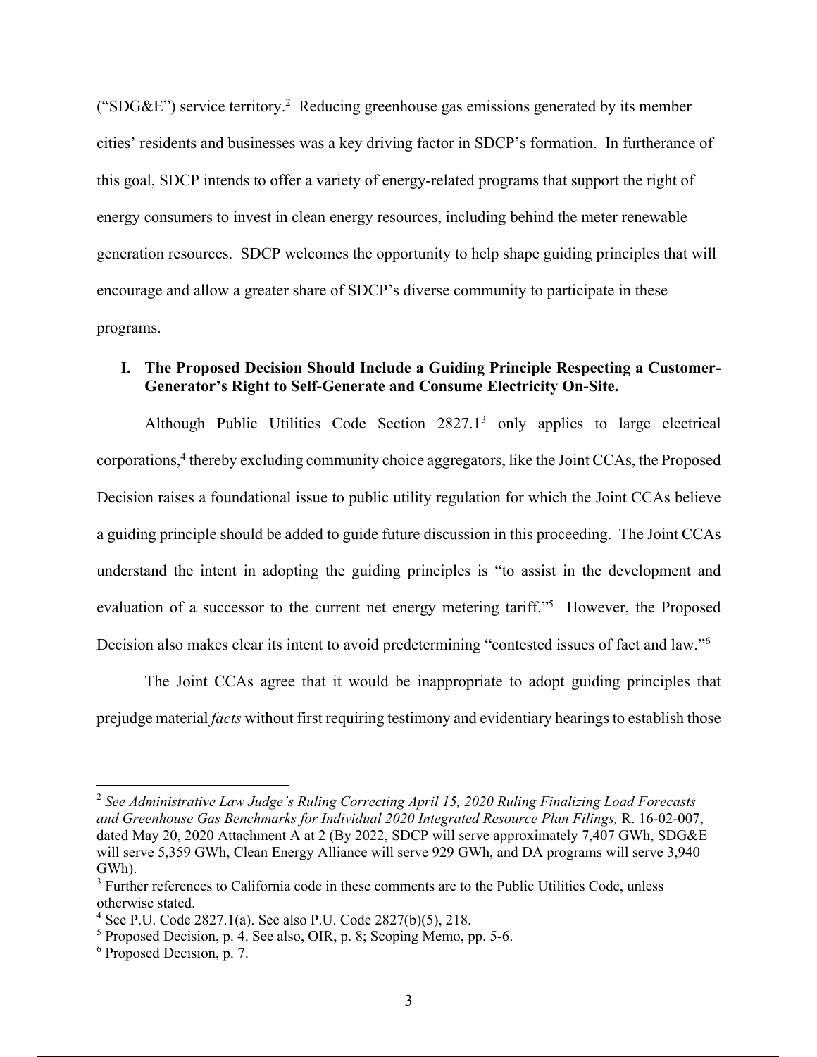("SDG&E") service territory.[2] Reducing greenhouse gas emissions generated by its member cities' residents and businesses was a key driving factor in SDCP's formation. In furtherance of this goal, SDCP intends to offer a variety of energy-related programs that support the right of energy consumers to invest in clean energy resources, including behind the meter renewable generation resources. SDCP welcomes the opportunity to help shape guiding principles that will encourage and allow a greater share of SDCP's diverse community to participate in these programs.

## I. The Proposed Decision Should Include a Guiding Principle Respecting a Customer-Generator's Right to Self-Generate and Consume Electricity On-Site.

Although Public Utilities Code Section 2827.1[3] only applies to large electrical corporations,[4] thereby excluding community choice aggregators, like the Joint CCAs, the Proposed Decision raises a foundational issue to public utility regulation for which the Joint CCAs believe a guiding principle should be added to guide future discussion in this proceeding. The Joint CCAs understand the intent in adopting the guiding principles is "to assist in the development and evaluation of a successor to the current net energy metering tariff."[5] However, the Proposed Decision also makes clear its intent to avoid predetermining "contested issues of fact and law."[6]

The Joint CCAs agree that it would be inappropriate to adopt guiding principles that prejudge material *facts* without first requiring testimony and evidentiary hearings to establish those

---

[2] *See Administrative Law Judge's Ruling Correcting April 15, 2020 Ruling Finalizing Load Forecasts and Greenhouse Gas Benchmarks for Individual 2020 Integrated Resource Plan Filings,* R. 16-02-007, dated May 20, 2020 Attachment A at 2 (By 2022, SDCP will serve approximately 7,407 GWh, SDG&E will serve 5,359 GWh, Clean Energy Alliance will serve 929 GWh, and DA programs will serve 3,940 GWh).

[3] Further references to California code in these comments are to the Public Utilities Code, unless otherwise stated.

[4] See P.U. Code 2827.1(a). See also P.U. Code 2827(b)(5), 218.

[5] Proposed Decision, p. 4. See also, OIR, p. 8; Scoping Memo, pp. 5-6.

[6] Proposed Decision, p. 7.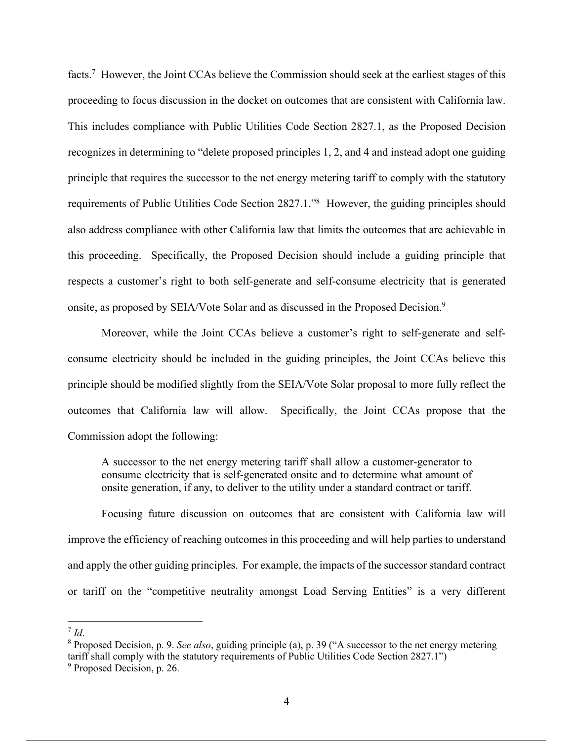facts.[7] However, the Joint CCAs believe the Commission should seek at the earliest stages of this proceeding to focus discussion in the docket on outcomes that are consistent with California law. This includes compliance with Public Utilities Code Section 2827.1, as the Proposed Decision recognizes in determining to "delete proposed principles 1, 2, and 4 and instead adopt one guiding principle that requires the successor to the net energy metering tariff to comply with the statutory requirements of Public Utilities Code Section 2827.1."[8] However, the guiding principles should also address compliance with other California law that limits the outcomes that are achievable in this proceeding. Specifically, the Proposed Decision should include a guiding principle that respects a customer's right to both self-generate and self-consume electricity that is generated onsite, as proposed by SEIA/Vote Solar and as discussed in the Proposed Decision.[9]

Moreover, while the Joint CCAs believe a customer's right to self-generate and self-consume electricity should be included in the guiding principles, the Joint CCAs believe this principle should be modified slightly from the SEIA/Vote Solar proposal to more fully reflect the outcomes that California law will allow. Specifically, the Joint CCAs propose that the Commission adopt the following:

> A successor to the net energy metering tariff shall allow a customer-generator to consume electricity that is self-generated onsite and to determine what amount of onsite generation, if any, to deliver to the utility under a standard contract or tariff.

Focusing future discussion on outcomes that are consistent with California law will improve the efficiency of reaching outcomes in this proceeding and will help parties to understand and apply the other guiding principles. For example, the impacts of the successor standard contract or tariff on the "competitive neutrality amongst Load Serving Entities" is a very different

---

[7] *Id*.

[8] Proposed Decision, p. 9. *See also*, guiding principle (a), p. 39 ("A successor to the net energy metering tariff shall comply with the statutory requirements of Public Utilities Code Section 2827.1")

[9] Proposed Decision, p. 26.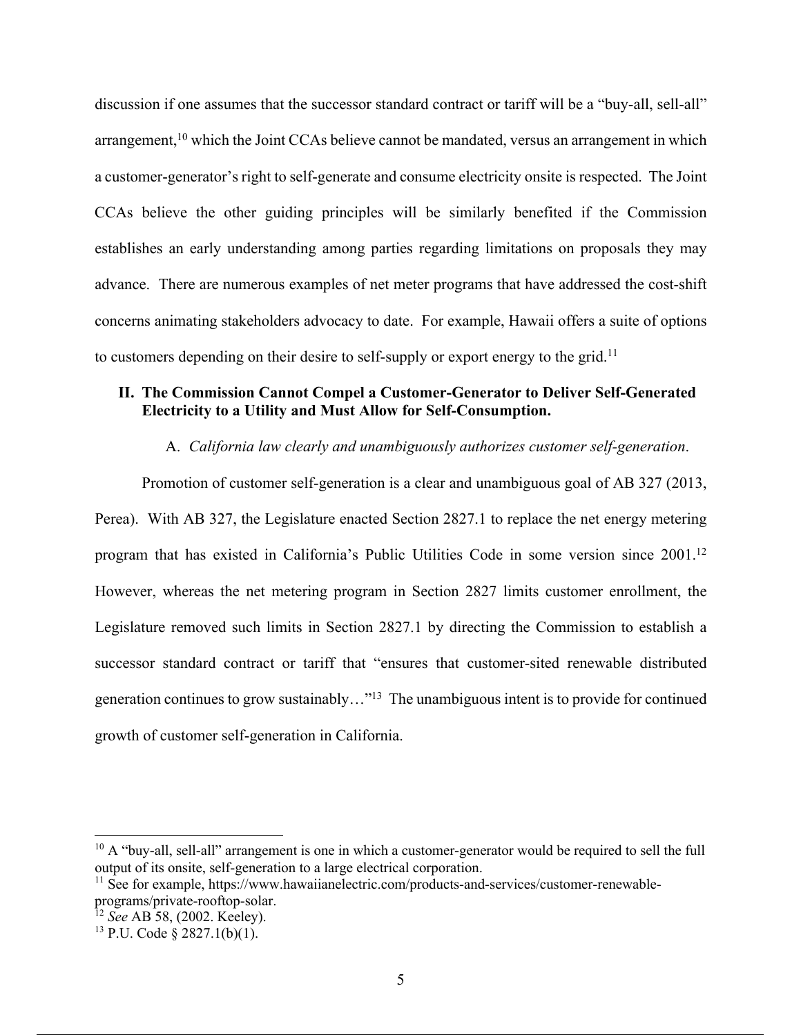discussion if one assumes that the successor standard contract or tariff will be a "buy-all, sell-all" arrangement,[10] which the Joint CCAs believe cannot be mandated, versus an arrangement in which a customer-generator's right to self-generate and consume electricity onsite is respected. The Joint CCAs believe the other guiding principles will be similarly benefited if the Commission establishes an early understanding among parties regarding limitations on proposals they may advance. There are numerous examples of net meter programs that have addressed the cost-shift concerns animating stakeholders advocacy to date. For example, Hawaii offers a suite of options to customers depending on their desire to self-supply or export energy to the grid.[11]

## II. The Commission Cannot Compel a Customer-Generator to Deliver Self-Generated Electricity to a Utility and Must Allow for Self-Consumption.

### A. *California law clearly and unambiguously authorizes customer self-generation*.

Promotion of customer self-generation is a clear and unambiguous goal of AB 327 (2013, Perea). With AB 327, the Legislature enacted Section 2827.1 to replace the net energy metering program that has existed in California's Public Utilities Code in some version since 2001.[12] However, whereas the net metering program in Section 2827 limits customer enrollment, the Legislature removed such limits in Section 2827.1 by directing the Commission to establish a successor standard contract or tariff that "ensures that customer-sited renewable distributed generation continues to grow sustainably…"[13] The unambiguous intent is to provide for continued growth of customer self-generation in California.

---

[10] A "buy-all, sell-all" arrangement is one in which a customer-generator would be required to sell the full output of its onsite, self-generation to a large electrical corporation.

[11] See for example, https://www.hawaiianelectric.com/products-and-services/customer-renewable-programs/private-rooftop-solar.

[12] *See* AB 58, (2002. Keeley).

[13] P.U. Code § 2827.1(b)(1).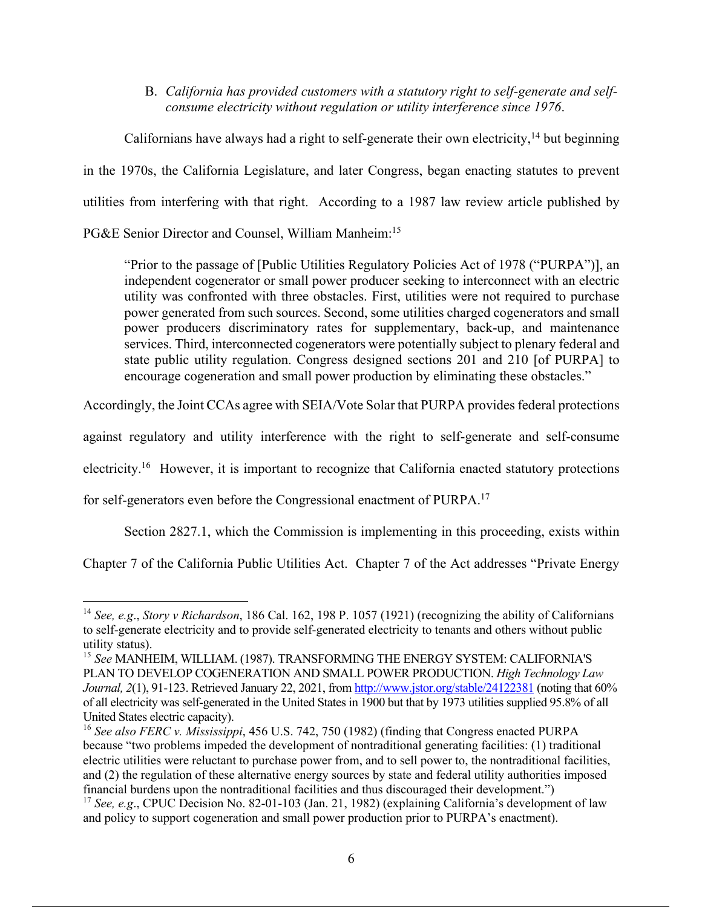B. *California has provided customers with a statutory right to self-generate and self-consume electricity without regulation or utility interference since 1976.*

Californians have always had a right to self-generate their own electricity,[14] but beginning in the 1970s, the California Legislature, and later Congress, began enacting statutes to prevent utilities from interfering with that right. According to a 1987 law review article published by PG&E Senior Director and Counsel, William Manheim:[15]

> "Prior to the passage of [Public Utilities Regulatory Policies Act of 1978 ("PURPA")], an independent cogenerator or small power producer seeking to interconnect with an electric utility was confronted with three obstacles. First, utilities were not required to purchase power generated from such sources. Second, some utilities charged cogenerators and small power producers discriminatory rates for supplementary, back-up, and maintenance services. Third, interconnected cogenerators were potentially subject to plenary federal and state public utility regulation. Congress designed sections 201 and 210 [of PURPA] to encourage cogeneration and small power production by eliminating these obstacles."

Accordingly, the Joint CCAs agree with SEIA/Vote Solar that PURPA provides federal protections against regulatory and utility interference with the right to self-generate and self-consume electricity.[16] However, it is important to recognize that California enacted statutory protections for self-generators even before the Congressional enactment of PURPA.[17]

Section 2827.1, which the Commission is implementing in this proceeding, exists within Chapter 7 of the California Public Utilities Act. Chapter 7 of the Act addresses "Private Energy

---

[14] *See, e.g.*, *Story v Richardson*, 186 Cal. 162, 198 P. 1057 (1921) (recognizing the ability of Californians to self-generate electricity and to provide self-generated electricity to tenants and others without public utility status).

[15] *See* MANHEIM, WILLIAM. (1987). TRANSFORMING THE ENERGY SYSTEM: CALIFORNIA'S PLAN TO DEVELOP COGENERATION AND SMALL POWER PRODUCTION. *High Technology Law Journal, 2*(1), 91-123. Retrieved January 22, 2021, from http://www.jstor.org/stable/24122381 (noting that 60% of all electricity was self-generated in the United States in 1900 but that by 1973 utilities supplied 95.8% of all United States electric capacity).

[16] *See also FERC v. Mississippi*, 456 U.S. 742, 750 (1982) (finding that Congress enacted PURPA because "two problems impeded the development of nontraditional generating facilities: (1) traditional electric utilities were reluctant to purchase power from, and to sell power to, the nontraditional facilities, and (2) the regulation of these alternative energy sources by state and federal utility authorities imposed financial burdens upon the nontraditional facilities and thus discouraged their development.")

[17] *See, e.g.*, CPUC Decision No. 82-01-103 (Jan. 21, 1982) (explaining California's development of law and policy to support cogeneration and small power production prior to PURPA's enactment).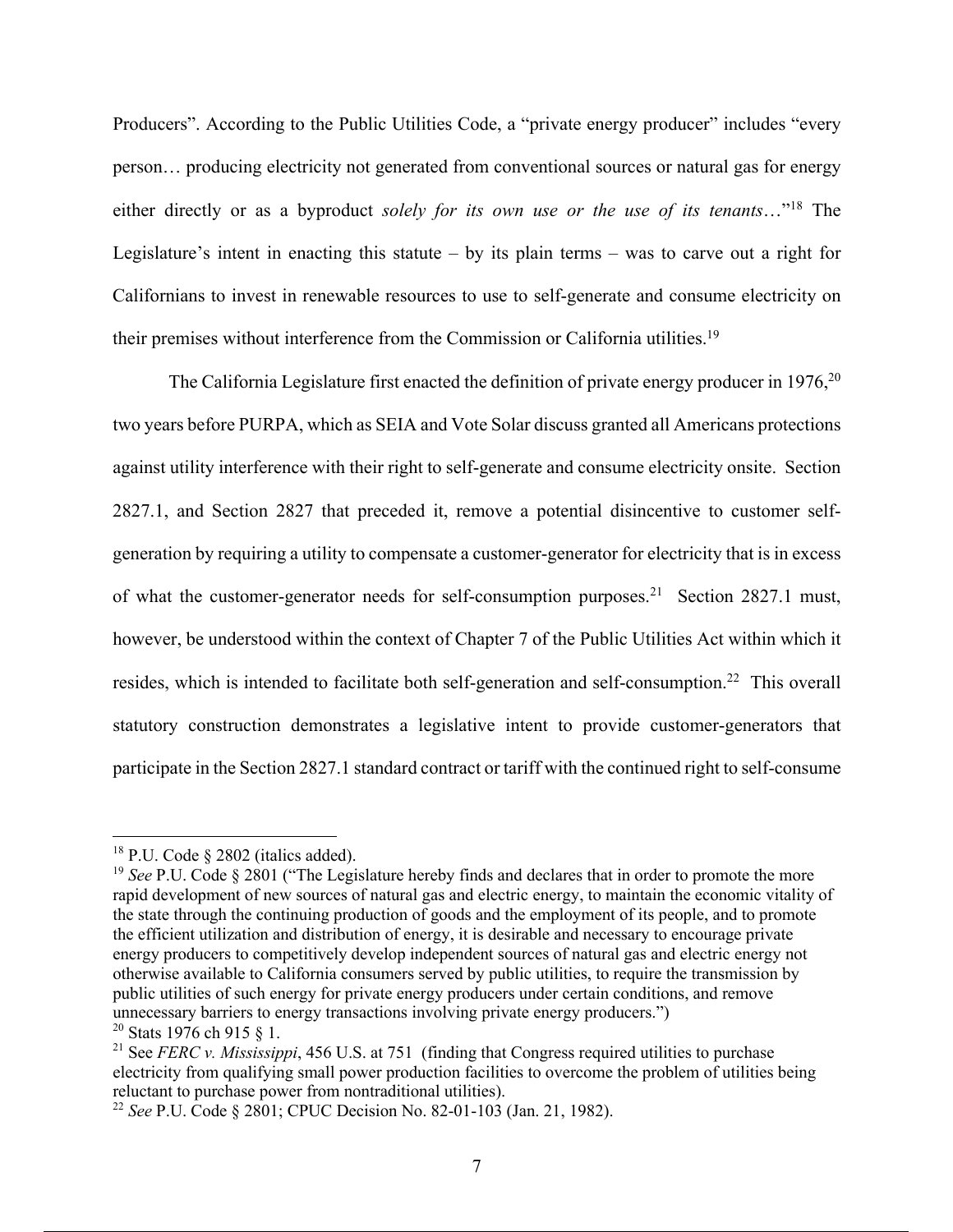Producers". According to the Public Utilities Code, a "private energy producer" includes "every person… producing electricity not generated from conventional sources or natural gas for energy either directly or as a byproduct *solely for its own use or the use of its tenants*…"[18] The Legislature's intent in enacting this statute – by its plain terms – was to carve out a right for Californians to invest in renewable resources to use to self-generate and consume electricity on their premises without interference from the Commission or California utilities.[19]

The California Legislature first enacted the definition of private energy producer in 1976,[20] two years before PURPA, which as SEIA and Vote Solar discuss granted all Americans protections against utility interference with their right to self-generate and consume electricity onsite. Section 2827.1, and Section 2827 that preceded it, remove a potential disincentive to customer self-generation by requiring a utility to compensate a customer-generator for electricity that is in excess of what the customer-generator needs for self-consumption purposes.[21] Section 2827.1 must, however, be understood within the context of Chapter 7 of the Public Utilities Act within which it resides, which is intended to facilitate both self-generation and self-consumption.[22] This overall statutory construction demonstrates a legislative intent to provide customer-generators that participate in the Section 2827.1 standard contract or tariff with the continued right to self-consume

---

[18] P.U. Code § 2802 (italics added).

[19] *See* P.U. Code § 2801 ("The Legislature hereby finds and declares that in order to promote the more rapid development of new sources of natural gas and electric energy, to maintain the economic vitality of the state through the continuing production of goods and the employment of its people, and to promote the efficient utilization and distribution of energy, it is desirable and necessary to encourage private energy producers to competitively develop independent sources of natural gas and electric energy not otherwise available to California consumers served by public utilities, to require the transmission by public utilities of such energy for private energy producers under certain conditions, and remove unnecessary barriers to energy transactions involving private energy producers.")

[20] Stats 1976 ch 915 § 1.

[21] See *FERC v. Mississippi*, 456 U.S. at 751 (finding that Congress required utilities to purchase electricity from qualifying small power production facilities to overcome the problem of utilities being reluctant to purchase power from nontraditional utilities).

[22] *See* P.U. Code § 2801; CPUC Decision No. 82-01-103 (Jan. 21, 1982).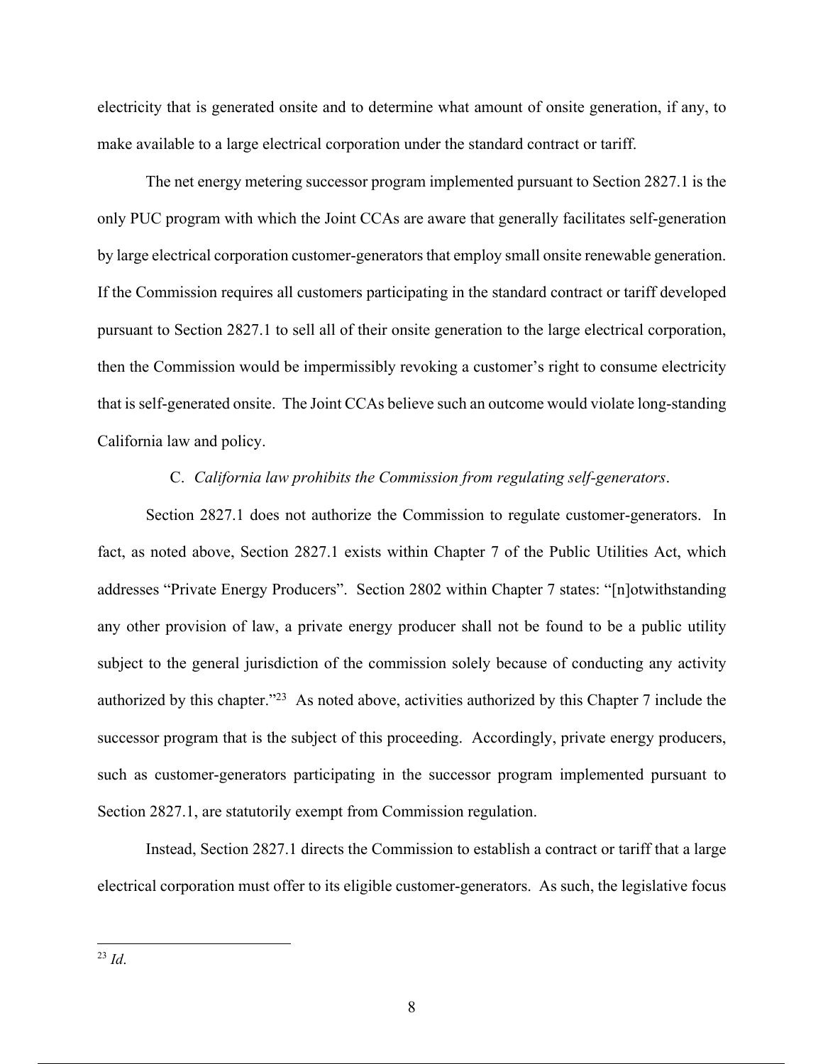electricity that is generated onsite and to determine what amount of onsite generation, if any, to make available to a large electrical corporation under the standard contract or tariff.

The net energy metering successor program implemented pursuant to Section 2827.1 is the only PUC program with which the Joint CCAs are aware that generally facilitates self-generation by large electrical corporation customer-generators that employ small onsite renewable generation. If the Commission requires all customers participating in the standard contract or tariff developed pursuant to Section 2827.1 to sell all of their onsite generation to the large electrical corporation, then the Commission would be impermissibly revoking a customer's right to consume electricity that is self-generated onsite. The Joint CCAs believe such an outcome would violate long-standing California law and policy.

### C. *California law prohibits the Commission from regulating self-generators*.

Section 2827.1 does not authorize the Commission to regulate customer-generators. In fact, as noted above, Section 2827.1 exists within Chapter 7 of the Public Utilities Act, which addresses "Private Energy Producers". Section 2802 within Chapter 7 states: "[n]otwithstanding any other provision of law, a private energy producer shall not be found to be a public utility subject to the general jurisdiction of the commission solely because of conducting any activity authorized by this chapter."[23] As noted above, activities authorized by this Chapter 7 include the successor program that is the subject of this proceeding. Accordingly, private energy producers, such as customer-generators participating in the successor program implemented pursuant to Section 2827.1, are statutorily exempt from Commission regulation.

Instead, Section 2827.1 directs the Commission to establish a contract or tariff that a large electrical corporation must offer to its eligible customer-generators. As such, the legislative focus

---

[23] *Id*.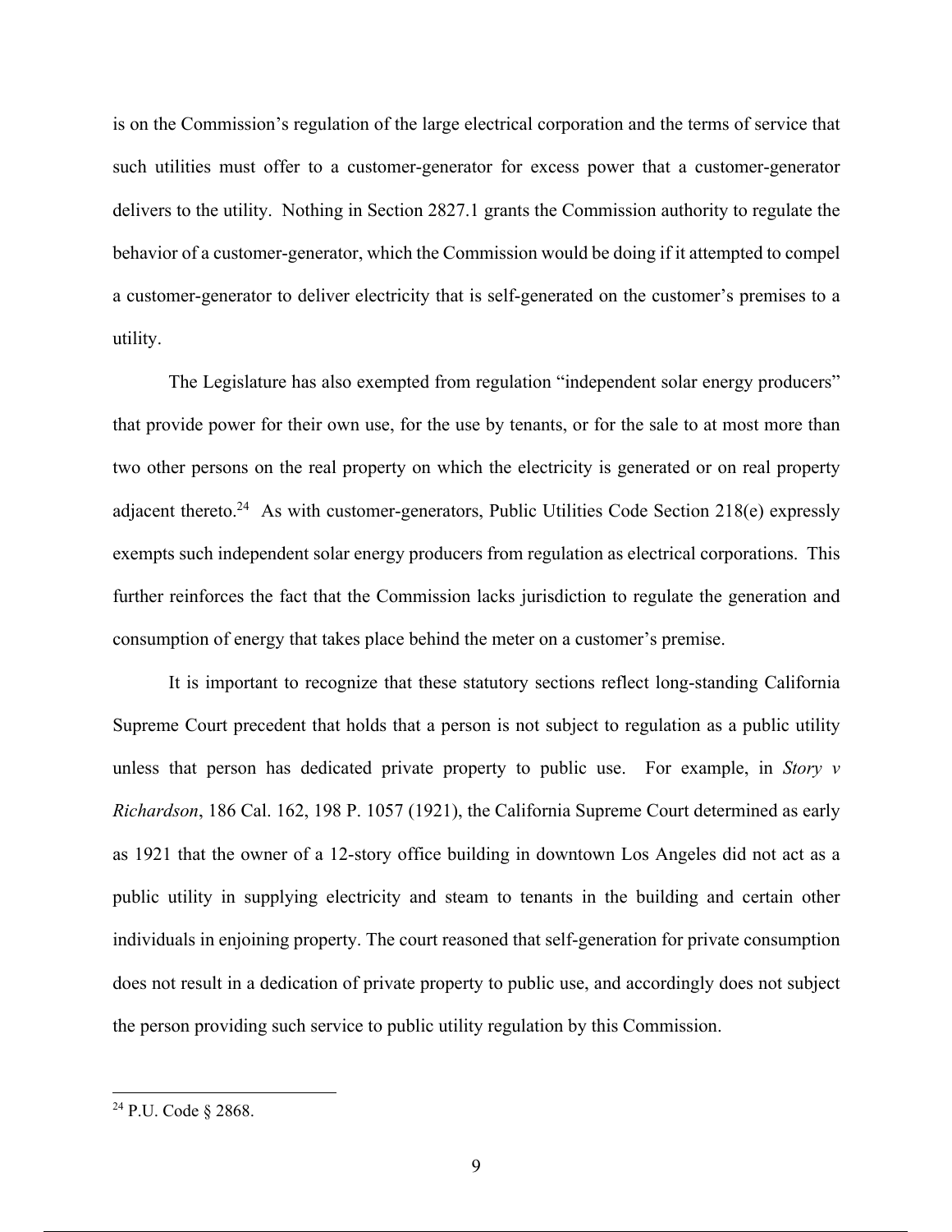is on the Commission's regulation of the large electrical corporation and the terms of service that such utilities must offer to a customer-generator for excess power that a customer-generator delivers to the utility. Nothing in Section 2827.1 grants the Commission authority to regulate the behavior of a customer-generator, which the Commission would be doing if it attempted to compel a customer-generator to deliver electricity that is self-generated on the customer's premises to a utility.

The Legislature has also exempted from regulation "independent solar energy producers" that provide power for their own use, for the use by tenants, or for the sale to at most more than two other persons on the real property on which the electricity is generated or on real property adjacent thereto.[24] As with customer-generators, Public Utilities Code Section 218(e) expressly exempts such independent solar energy producers from regulation as electrical corporations. This further reinforces the fact that the Commission lacks jurisdiction to regulate the generation and consumption of energy that takes place behind the meter on a customer's premise.

It is important to recognize that these statutory sections reflect long-standing California Supreme Court precedent that holds that a person is not subject to regulation as a public utility unless that person has dedicated private property to public use. For example, in *Story v Richardson*, 186 Cal. 162, 198 P. 1057 (1921), the California Supreme Court determined as early as 1921 that the owner of a 12-story office building in downtown Los Angeles did not act as a public utility in supplying electricity and steam to tenants in the building and certain other individuals in enjoining property. The court reasoned that self-generation for private consumption does not result in a dedication of private property to public use, and accordingly does not subject the person providing such service to public utility regulation by this Commission.

---

[24] P.U. Code § 2868.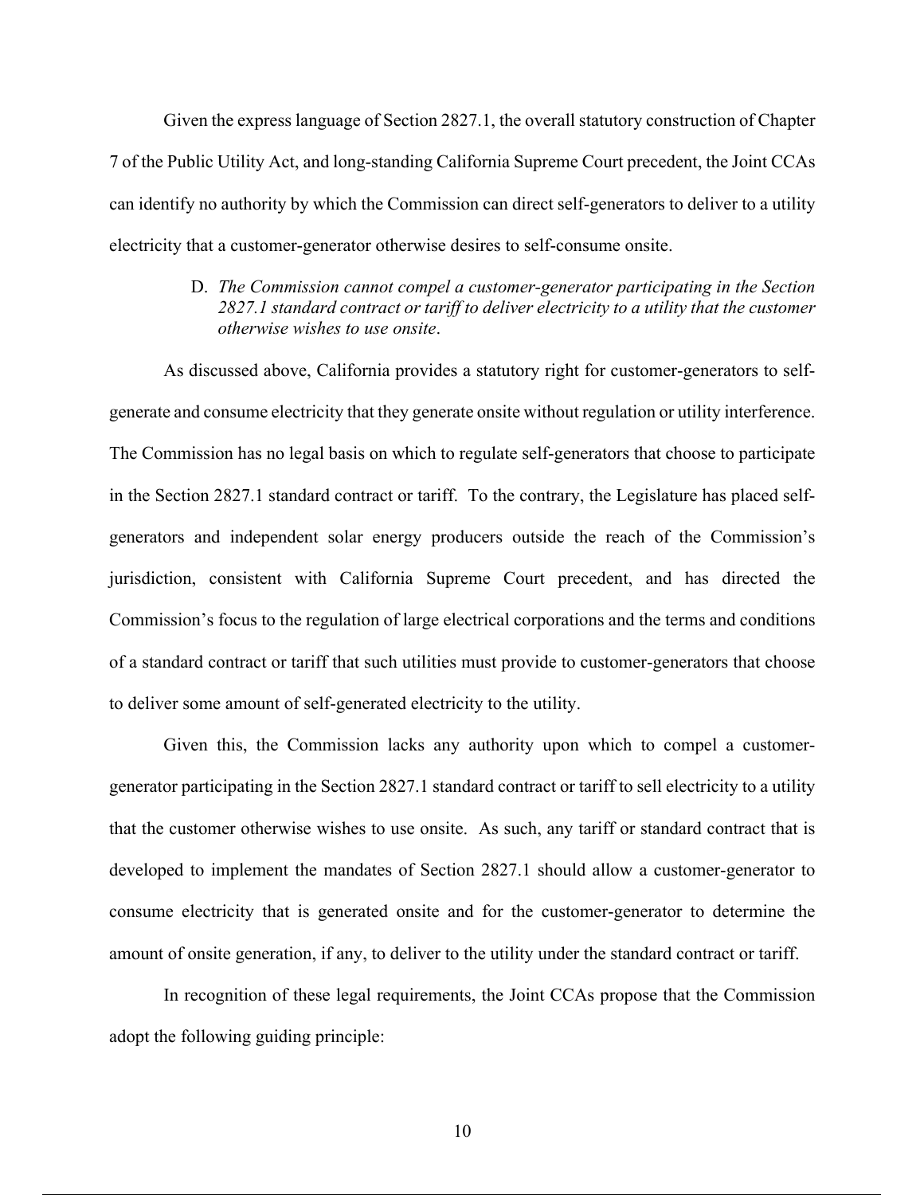Given the express language of Section 2827.1, the overall statutory construction of Chapter 7 of the Public Utility Act, and long-standing California Supreme Court precedent, the Joint CCAs can identify no authority by which the Commission can direct self-generators to deliver to a utility electricity that a customer-generator otherwise desires to self-consume onsite.

D. *The Commission cannot compel a customer-generator participating in the Section 2827.1 standard contract or tariff to deliver electricity to a utility that the customer otherwise wishes to use onsite*.

As discussed above, California provides a statutory right for customer-generators to self-generate and consume electricity that they generate onsite without regulation or utility interference. The Commission has no legal basis on which to regulate self-generators that choose to participate in the Section 2827.1 standard contract or tariff. To the contrary, the Legislature has placed self-generators and independent solar energy producers outside the reach of the Commission's jurisdiction, consistent with California Supreme Court precedent, and has directed the Commission's focus to the regulation of large electrical corporations and the terms and conditions of a standard contract or tariff that such utilities must provide to customer-generators that choose to deliver some amount of self-generated electricity to the utility.

Given this, the Commission lacks any authority upon which to compel a customer-generator participating in the Section 2827.1 standard contract or tariff to sell electricity to a utility that the customer otherwise wishes to use onsite. As such, any tariff or standard contract that is developed to implement the mandates of Section 2827.1 should allow a customer-generator to consume electricity that is generated onsite and for the customer-generator to determine the amount of onsite generation, if any, to deliver to the utility under the standard contract or tariff.

In recognition of these legal requirements, the Joint CCAs propose that the Commission adopt the following guiding principle: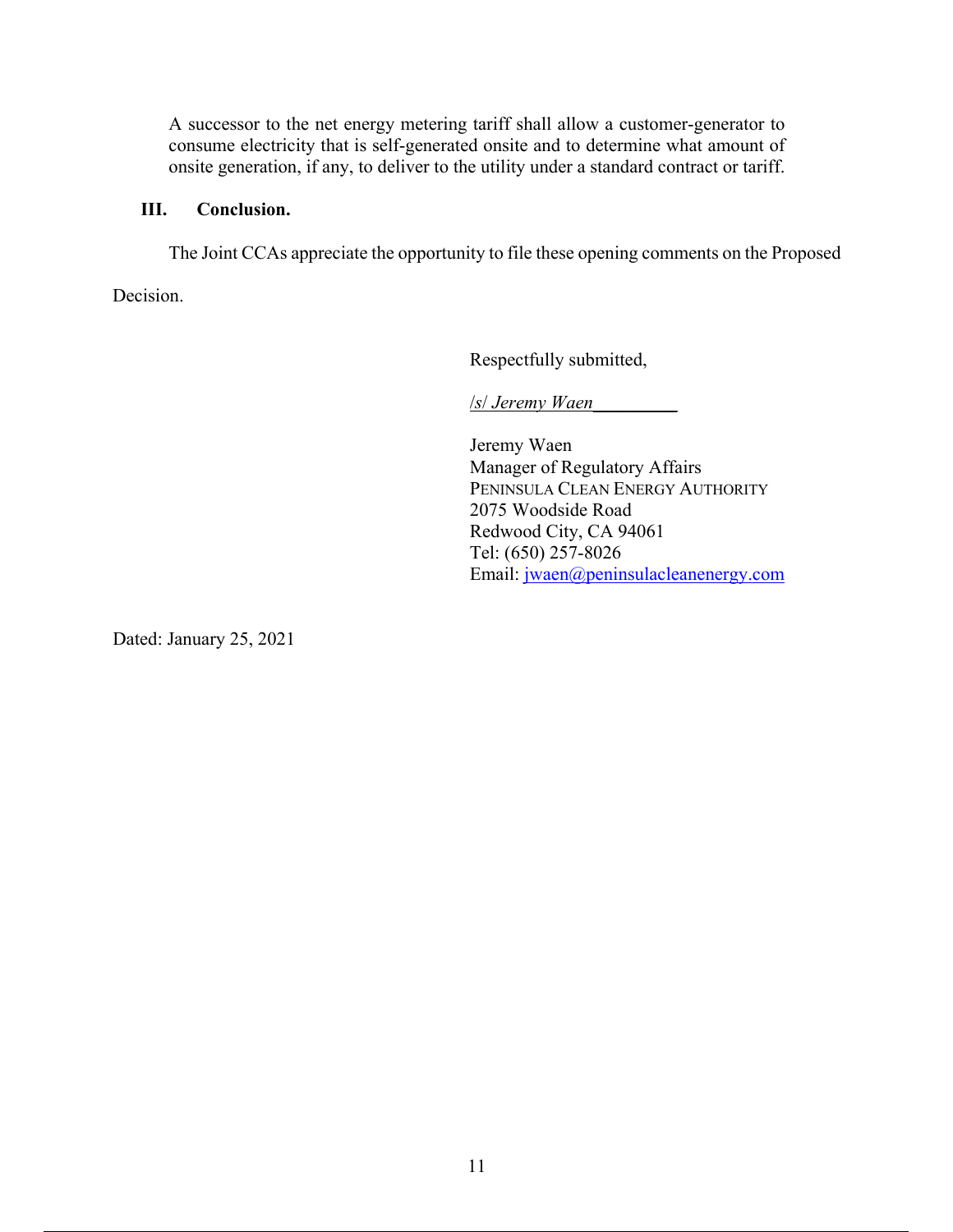> A successor to the net energy metering tariff shall allow a customer-generator to consume electricity that is self-generated onsite and to determine what amount of onsite generation, if any, to deliver to the utility under a standard contract or tariff.

## III. Conclusion.

The Joint CCAs appreciate the opportunity to file these opening comments on the Proposed Decision.

Respectfully submitted,

/s/ *Jeremy Waen*

Jeremy Waen
Manager of Regulatory Affairs
PENINSULA CLEAN ENERGY AUTHORITY
2075 Woodside Road
Redwood City, CA 94061
Tel: (650) 257-8026
Email: jwaen@peninsulacleanenergy.com

Dated: January 25, 2021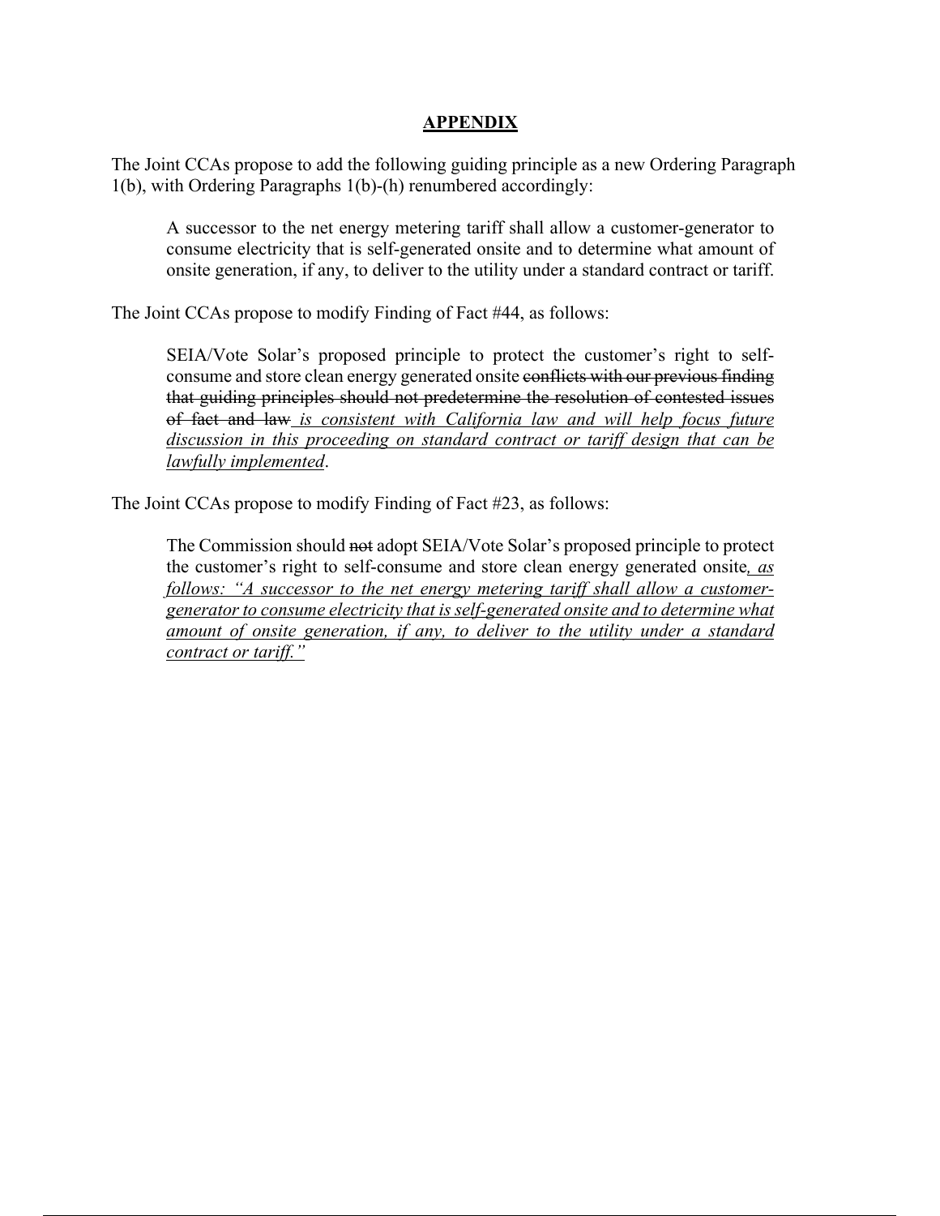## APPENDIX

The Joint CCAs propose to add the following guiding principle as a new Ordering Paragraph 1(b), with Ordering Paragraphs 1(b)-(h) renumbered accordingly:

> A successor to the net energy metering tariff shall allow a customer-generator to consume electricity that is self-generated onsite and to determine what amount of onsite generation, if any, to deliver to the utility under a standard contract or tariff.

The Joint CCAs propose to modify Finding of Fact #44, as follows:

> SEIA/Vote Solar's proposed principle to protect the customer's right to self-consume and store clean energy generated onsite ~~conflicts with our previous finding that guiding principles should not predetermine the resolution of contested issues of fact and law~~ <u>*is consistent with California law and will help focus future discussion in this proceeding on standard contract or tariff design that can be lawfully implemented*</u>.

The Joint CCAs propose to modify Finding of Fact #23, as follows:

> The Commission should ~~not~~ adopt SEIA/Vote Solar's proposed principle to protect the customer's right to self-consume and store clean energy generated onsite<u>*, as follows: "A successor to the net energy metering tariff shall allow a customer-generator to consume electricity that is self-generated onsite and to determine what amount of onsite generation, if any, to deliver to the utility under a standard contract or tariff."*</u>